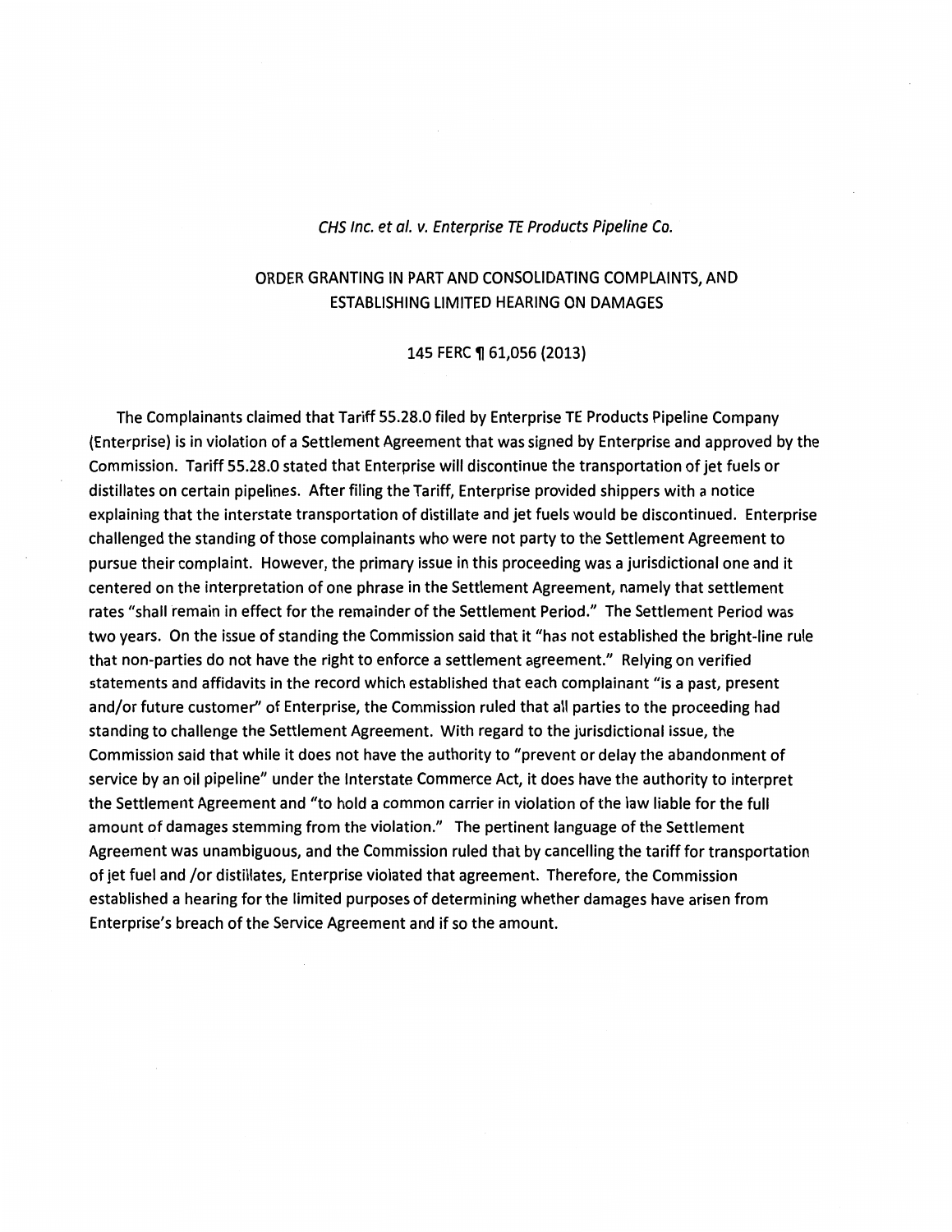*CHS Inc. et al. v. Enterprise TE Products Pipeline Co.*

## ORDER GRANTING IN PART AND CONSOLIDATING COMPLAINTS, AND ESTABLISHING LIMITED HEARING ON DAMAGES

145 FERC ¶ 61,056 (2013)

The Complainants claimed that Tariff 55.28.0 filed by Enterprise TE Products Pipeline Company (Enterprise) is in violation of a Settlement Agreement that was signed by Enterprise and approved by the Commission. Tariff 55.28.0 stated that Enterprise will discontinue the transportation of jet fuels or distillates on certain pipelines. After filing the Tariff, Enterprise provided shippers with a notice explaining that the interstate transportation of distillate and jet fuels would be discontinued. Enterprise challenged the standing of those complainants who were not party to the Settlement Agreement to pursue their complaint. However, the primary issue in this proceeding was a jurisdictional one and it centered on the interpretation of one phrase in the Settlement Agreement, namely that settlement rates "shall remain in effect for the remainder of the Settlement Period." The Settlement Period was two years. On the issue of standing the Commission said that it "has not established the bright-line rule that non-parties do not have the right to enforce a settlement agreement." Relying on verified statements and affidavits in the record which established that each complainant "is a past, present and/or future customer" of Enterprise, the Commission ruled that all parties to the proceeding had standing to challenge the Settlement Agreement. With regard to the jurisdictional issue, the Commission said that while it does not have the authority to "prevent or delay the abandonment of service by an oil pipeline" under the Interstate Commerce Act, it does have the authority to interpret the Settlement Agreement and "to hold a common carrier in violation of the law liable for the full amount of damages stemming from the violation." The pertinent language of the Settlement Agreement was unambiguous, and the Commission ruled that by cancelling the tariff for transportation of jet fuel and /or distillates, Enterprise violated that agreement. Therefore, the Commission established a hearing for the limited purposes of determining whether damages have arisen from Enterprise's breach of the Service Agreement and if so the amount.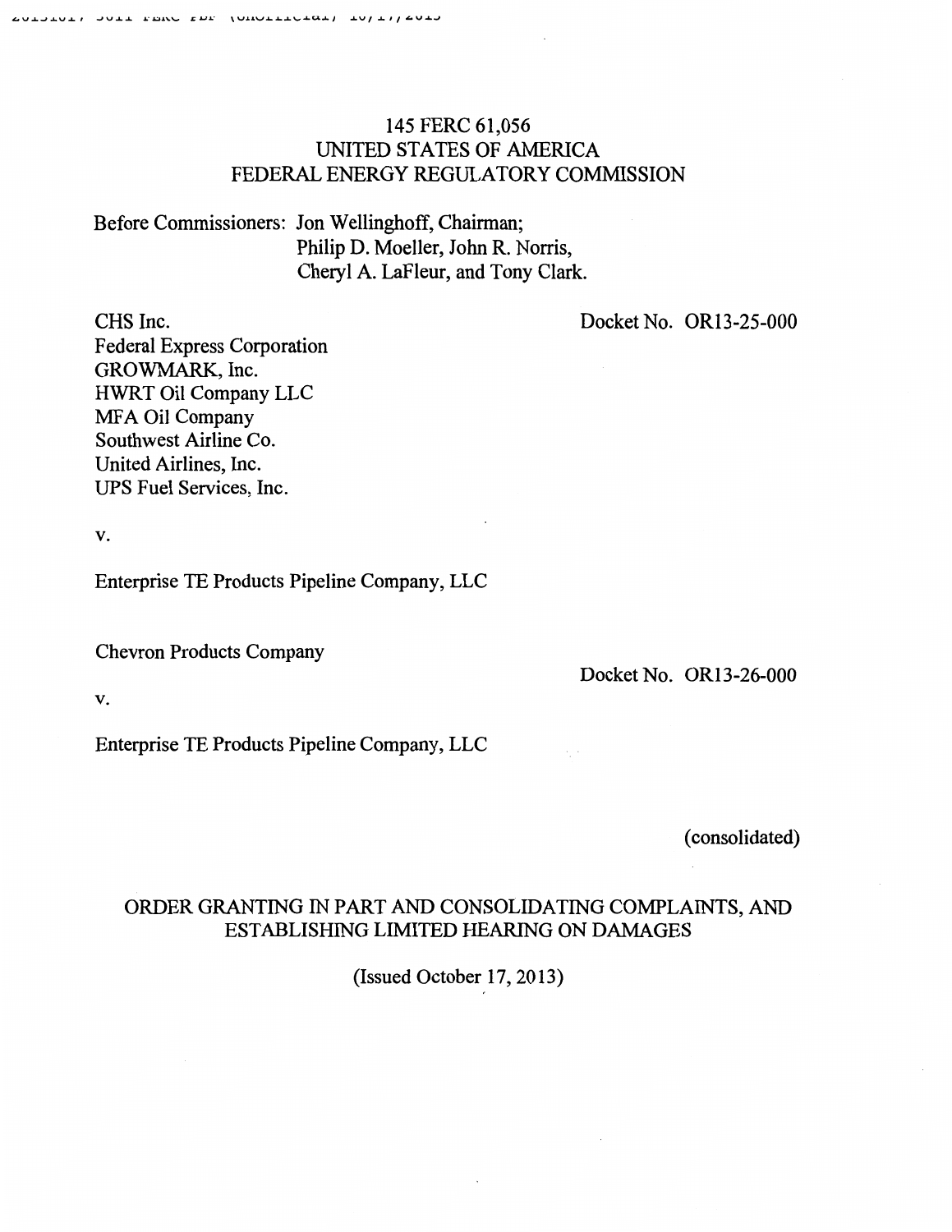145 FERC 61,056
UNITED STATES OF AMERICA
FEDERAL ENERGY REGULATORY COMMISSION

Before Commissioners: Jon Wellinghoff, Chairman;
Philip D. Moeller, John R. Norris,
Cheryl A. LaFleur, and Tony Clark.

CHS Inc.
Federal Express Corporation
GROWMARK, Inc.
HWRT Oil Company LLC
MFA Oil Company
Southwest Airline Co.
United Airlines, Inc.
UPS Fuel Services, Inc.

Docket No. OR13-25-000

v.

Enterprise TE Products Pipeline Company, LLC

Chevron Products Company

Docket No. OR13-26-000

v.

Enterprise TE Products Pipeline Company, LLC

(consolidated)

ORDER GRANTING IN PART AND CONSOLIDATING COMPLAINTS, AND ESTABLISHING LIMITED HEARING ON DAMAGES

(Issued October 17, 2013)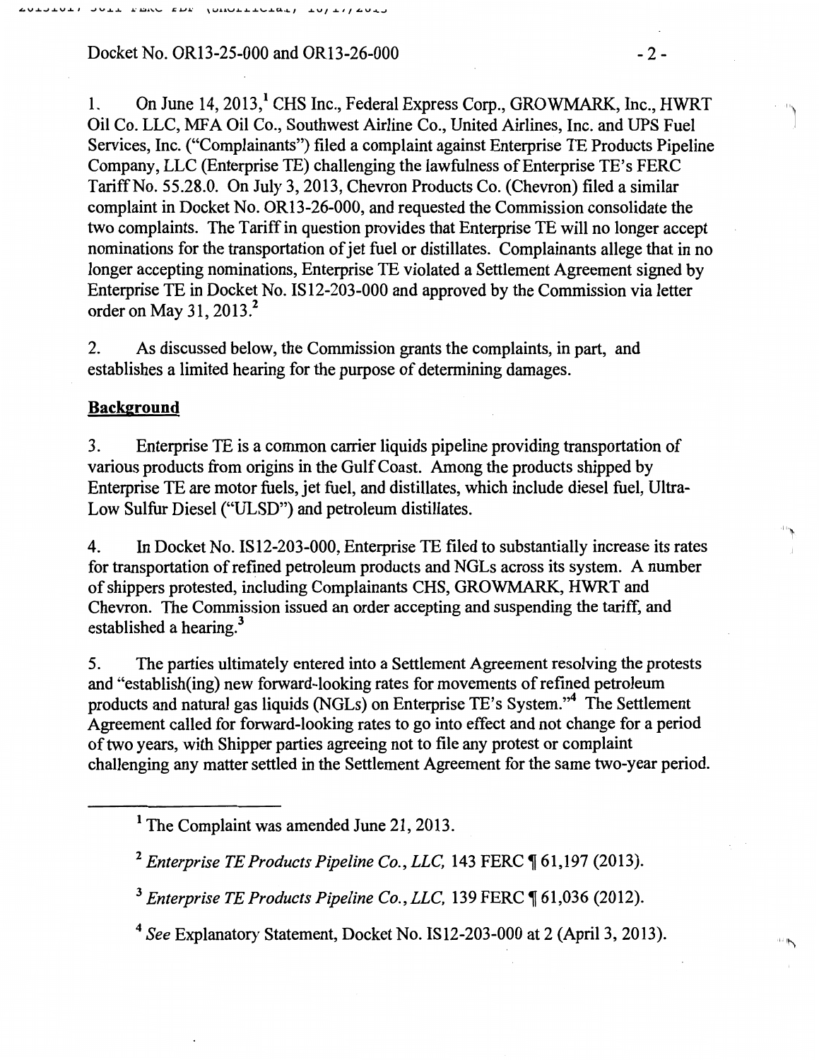1. On June 14, 2013,[1] CHS Inc., Federal Express Corp., GROWMARK, Inc., HWRT Oil Co. LLC, MFA Oil Co., Southwest Airline Co., United Airlines, Inc. and UPS Fuel Services, Inc. ("Complainants") filed a complaint against Enterprise TE Products Pipeline Company, LLC (Enterprise TE) challenging the lawfulness of Enterprise TE's FERC Tariff No. 55.28.0. On July 3, 2013, Chevron Products Co. (Chevron) filed a similar complaint in Docket No. OR13-26-000, and requested the Commission consolidate the two complaints. The Tariff in question provides that Enterprise TE will no longer accept nominations for the transportation of jet fuel or distillates. Complainants allege that in no longer accepting nominations, Enterprise TE violated a Settlement Agreement signed by Enterprise TE in Docket No. IS12-203-000 and approved by the Commission via letter order on May 31, 2013.[2]

2. As discussed below, the Commission grants the complaints, in part, and establishes a limited hearing for the purpose of determining damages.

## Background

3. Enterprise TE is a common carrier liquids pipeline providing transportation of various products from origins in the Gulf Coast. Among the products shipped by Enterprise TE are motor fuels, jet fuel, and distillates, which include diesel fuel, Ultra-Low Sulfur Diesel ("ULSD") and petroleum distillates.

4. In Docket No. IS12-203-000, Enterprise TE filed to substantially increase its rates for transportation of refined petroleum products and NGLs across its system. A number of shippers protested, including Complainants CHS, GROWMARK, HWRT and Chevron. The Commission issued an order accepting and suspending the tariff, and established a hearing.[3]

5. The parties ultimately entered into a Settlement Agreement resolving the protests and "establish(ing) new forward-looking rates for movements of refined petroleum products and natural gas liquids (NGLs) on Enterprise TE's System."[4] The Settlement Agreement called for forward-looking rates to go into effect and not change for a period of two years, with Shipper parties agreeing not to file any protest or complaint challenging any matter settled in the Settlement Agreement for the same two-year period.

---

[1] The Complaint was amended June 21, 2013.

[2] *Enterprise TE Products Pipeline Co., LLC,* 143 FERC ¶ 61,197 (2013).

[3] *Enterprise TE Products Pipeline Co., LLC,* 139 FERC ¶ 61,036 (2012).

[4] *See* Explanatory Statement, Docket No. IS12-203-000 at 2 (April 3, 2013).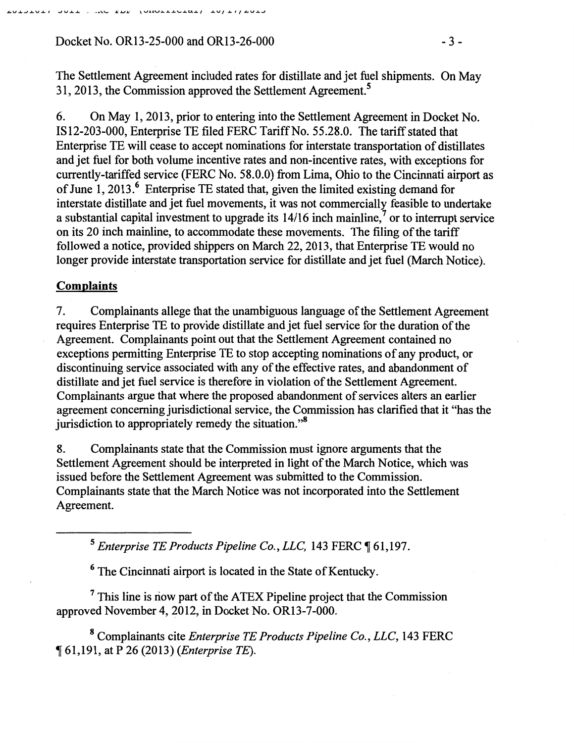The Settlement Agreement included rates for distillate and jet fuel shipments. On May 31, 2013, the Commission approved the Settlement Agreement.[5]

6. On May 1, 2013, prior to entering into the Settlement Agreement in Docket No. IS12-203-000, Enterprise TE filed FERC Tariff No. 55.28.0. The tariff stated that Enterprise TE will cease to accept nominations for interstate transportation of distillates and jet fuel for both volume incentive rates and non-incentive rates, with exceptions for currently-tariffed service (FERC No. 58.0.0) from Lima, Ohio to the Cincinnati airport as of June 1, 2013.[6] Enterprise TE stated that, given the limited existing demand for interstate distillate and jet fuel movements, it was not commercially feasible to undertake a substantial capital investment to upgrade its 14/16 inch mainline,[7] or to interrupt service on its 20 inch mainline, to accommodate these movements. The filing of the tariff followed a notice, provided shippers on March 22, 2013, that Enterprise TE would no longer provide interstate transportation service for distillate and jet fuel (March Notice).

## Complaints

7. Complainants allege that the unambiguous language of the Settlement Agreement requires Enterprise TE to provide distillate and jet fuel service for the duration of the Agreement. Complainants point out that the Settlement Agreement contained no exceptions permitting Enterprise TE to stop accepting nominations of any product, or discontinuing service associated with any of the effective rates, and abandonment of distillate and jet fuel service is therefore in violation of the Settlement Agreement. Complainants argue that where the proposed abandonment of services alters an earlier agreement concerning jurisdictional service, the Commission has clarified that it "has the jurisdiction to appropriately remedy the situation."[8]

8. Complainants state that the Commission must ignore arguments that the Settlement Agreement should be interpreted in light of the March Notice, which was issued before the Settlement Agreement was submitted to the Commission. Complainants state that the March Notice was not incorporated into the Settlement Agreement.

---

[5] *Enterprise TE Products Pipeline Co., LLC,* 143 FERC ¶ 61,197.

[6] The Cincinnati airport is located in the State of Kentucky.

[7] This line is now part of the ATEX Pipeline project that the Commission approved November 4, 2012, in Docket No. OR13-7-000.

[8] Complainants cite *Enterprise TE Products Pipeline Co., LLC,* 143 FERC ¶ 61,191, at P 26 (2013) (*Enterprise TE*).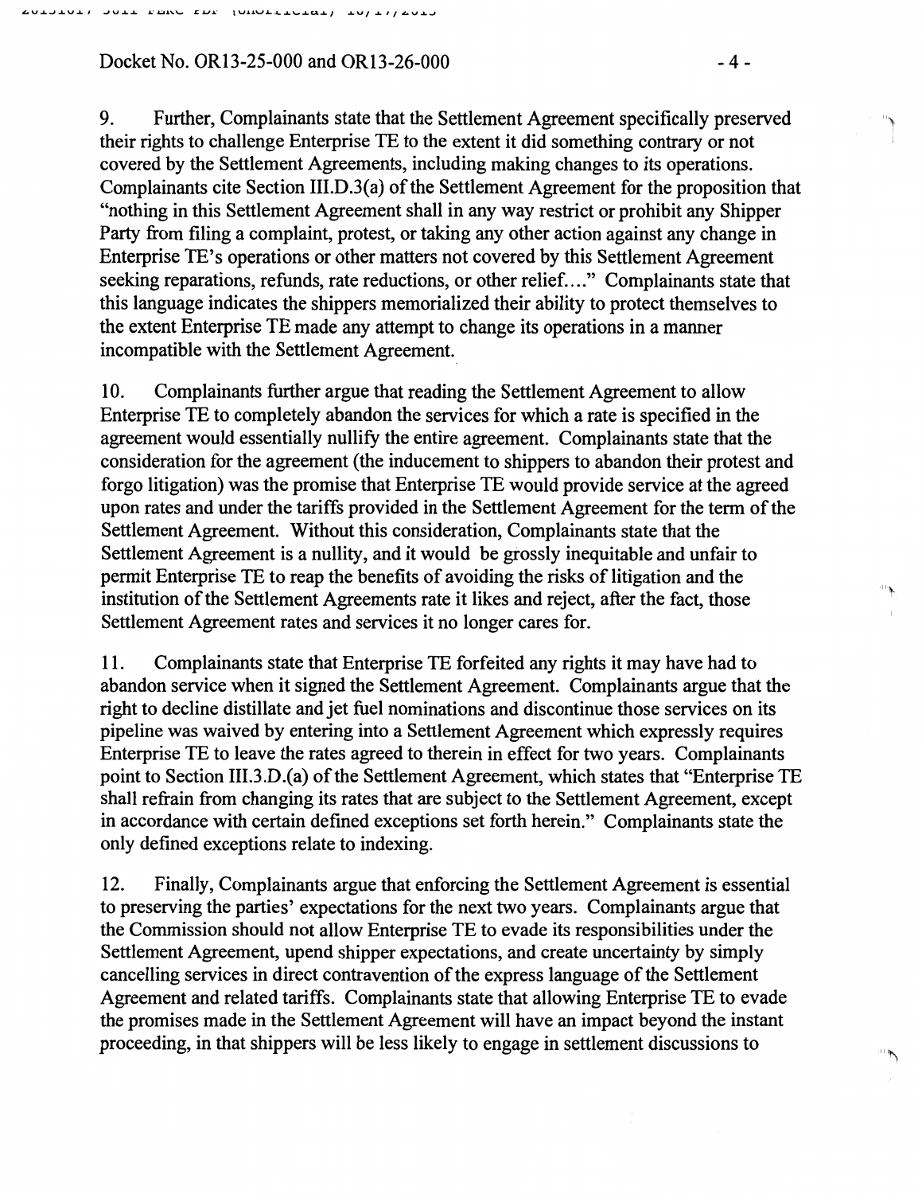9. Further, Complainants state that the Settlement Agreement specifically preserved their rights to challenge Enterprise TE to the extent it did something contrary or not covered by the Settlement Agreements, including making changes to its operations. Complainants cite Section III.D.3(a) of the Settlement Agreement for the proposition that "nothing in this Settlement Agreement shall in any way restrict or prohibit any Shipper Party from filing a complaint, protest, or taking any other action against any change in Enterprise TE's operations or other matters not covered by this Settlement Agreement seeking reparations, refunds, rate reductions, or other relief…." Complainants state that this language indicates the shippers memorialized their ability to protect themselves to the extent Enterprise TE made any attempt to change its operations in a manner incompatible with the Settlement Agreement.

10. Complainants further argue that reading the Settlement Agreement to allow Enterprise TE to completely abandon the services for which a rate is specified in the agreement would essentially nullify the entire agreement. Complainants state that the consideration for the agreement (the inducement to shippers to abandon their protest and forgo litigation) was the promise that Enterprise TE would provide service at the agreed upon rates and under the tariffs provided in the Settlement Agreement for the term of the Settlement Agreement. Without this consideration, Complainants state that the Settlement Agreement is a nullity, and it would be grossly inequitable and unfair to permit Enterprise TE to reap the benefits of avoiding the risks of litigation and the institution of the Settlement Agreements rate it likes and reject, after the fact, those Settlement Agreement rates and services it no longer cares for.

11. Complainants state that Enterprise TE forfeited any rights it may have had to abandon service when it signed the Settlement Agreement. Complainants argue that the right to decline distillate and jet fuel nominations and discontinue those services on its pipeline was waived by entering into a Settlement Agreement which expressly requires Enterprise TE to leave the rates agreed to therein in effect for two years. Complainants point to Section III.3.D.(a) of the Settlement Agreement, which states that "Enterprise TE shall refrain from changing its rates that are subject to the Settlement Agreement, except in accordance with certain defined exceptions set forth herein." Complainants state the only defined exceptions relate to indexing.

12. Finally, Complainants argue that enforcing the Settlement Agreement is essential to preserving the parties' expectations for the next two years. Complainants argue that the Commission should not allow Enterprise TE to evade its responsibilities under the Settlement Agreement, upend shipper expectations, and create uncertainty by simply cancelling services in direct contravention of the express language of the Settlement Agreement and related tariffs. Complainants state that allowing Enterprise TE to evade the promises made in the Settlement Agreement will have an impact beyond the instant proceeding, in that shippers will be less likely to engage in settlement discussions to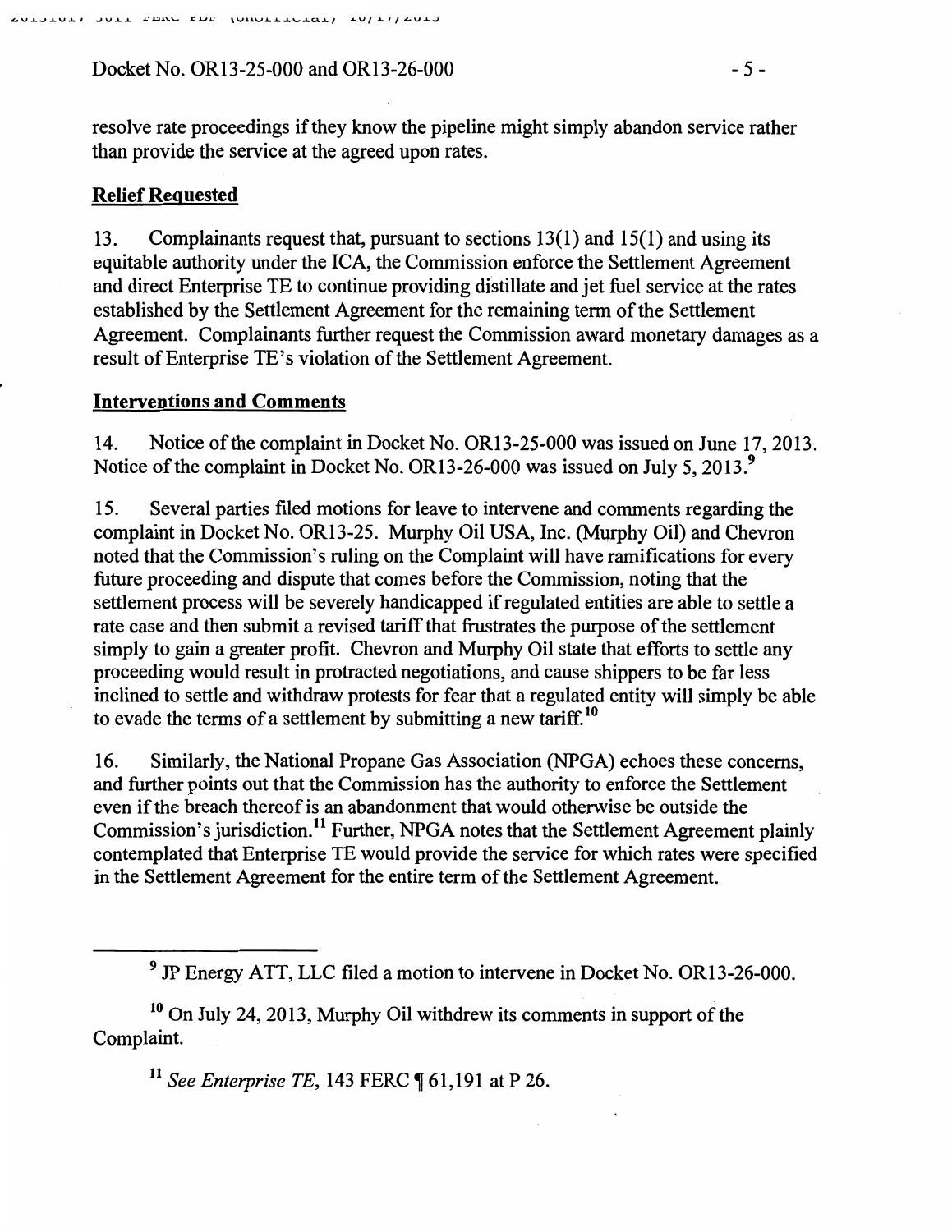resolve rate proceedings if they know the pipeline might simply abandon service rather than provide the service at the agreed upon rates.

## Relief Requested

13. Complainants request that, pursuant to sections 13(1) and 15(1) and using its equitable authority under the ICA, the Commission enforce the Settlement Agreement and direct Enterprise TE to continue providing distillate and jet fuel service at the rates established by the Settlement Agreement for the remaining term of the Settlement Agreement. Complainants further request the Commission award monetary damages as a result of Enterprise TE's violation of the Settlement Agreement.

## Interventions and Comments

14. Notice of the complaint in Docket No. OR13-25-000 was issued on June 17, 2013. Notice of the complaint in Docket No. OR13-26-000 was issued on July 5, 2013.[9]

15. Several parties filed motions for leave to intervene and comments regarding the complaint in Docket No. OR13-25. Murphy Oil USA, Inc. (Murphy Oil) and Chevron noted that the Commission's ruling on the Complaint will have ramifications for every future proceeding and dispute that comes before the Commission, noting that the settlement process will be severely handicapped if regulated entities are able to settle a rate case and then submit a revised tariff that frustrates the purpose of the settlement simply to gain a greater profit. Chevron and Murphy Oil state that efforts to settle any proceeding would result in protracted negotiations, and cause shippers to be far less inclined to settle and withdraw protests for fear that a regulated entity will simply be able to evade the terms of a settlement by submitting a new tariff.[10]

16. Similarly, the National Propane Gas Association (NPGA) echoes these concerns, and further points out that the Commission has the authority to enforce the Settlement even if the breach thereof is an abandonment that would otherwise be outside the Commission's jurisdiction.[11] Further, NPGA notes that the Settlement Agreement plainly contemplated that Enterprise TE would provide the service for which rates were specified in the Settlement Agreement for the entire term of the Settlement Agreement.

---

[9] JP Energy ATT, LLC filed a motion to intervene in Docket No. OR13-26-000.

[10] On July 24, 2013, Murphy Oil withdrew its comments in support of the Complaint.

[11] *See Enterprise TE*, 143 FERC ¶ 61,191 at P 26.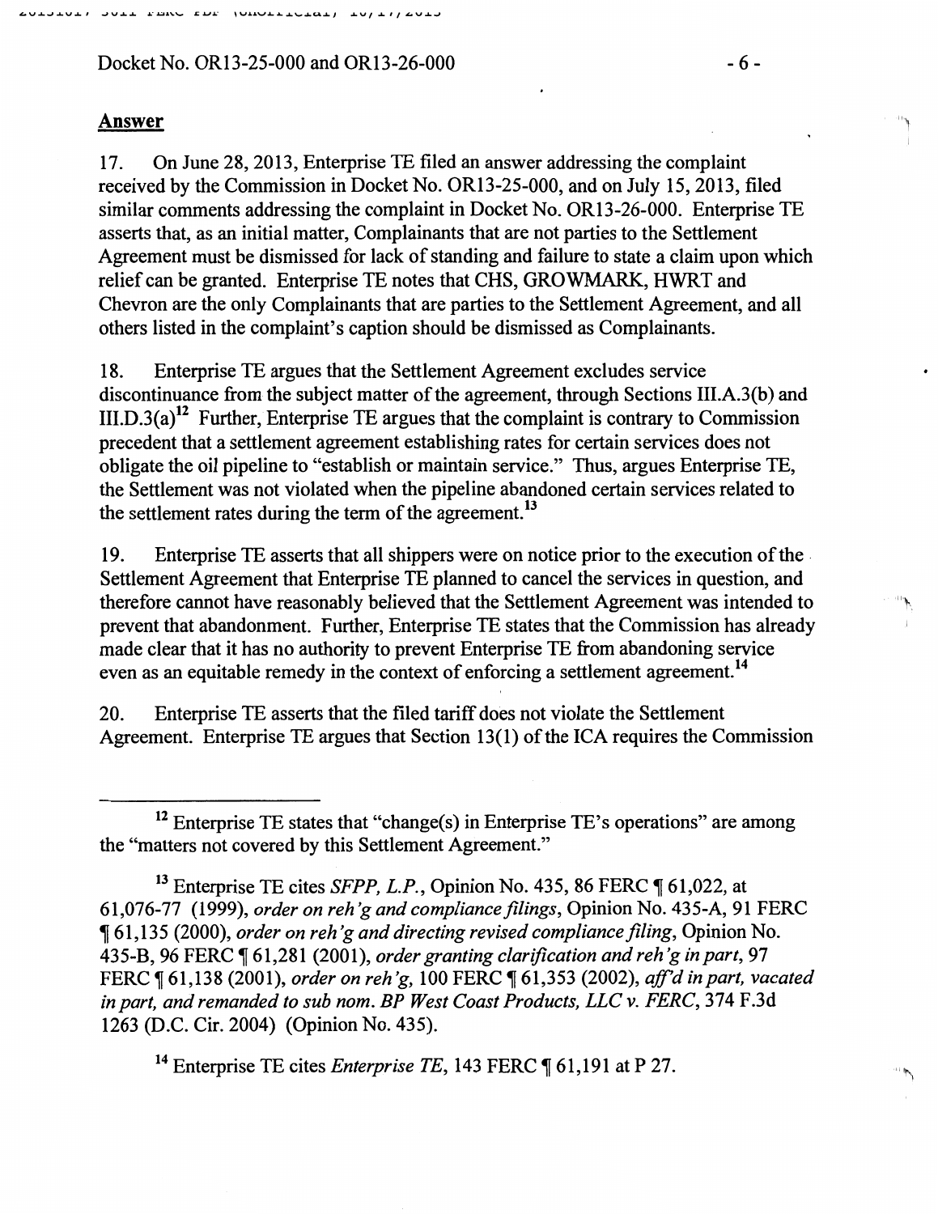## Answer

17. On June 28, 2013, Enterprise TE filed an answer addressing the complaint received by the Commission in Docket No. OR13-25-000, and on July 15, 2013, filed similar comments addressing the complaint in Docket No. OR13-26-000. Enterprise TE asserts that, as an initial matter, Complainants that are not parties to the Settlement Agreement must be dismissed for lack of standing and failure to state a claim upon which relief can be granted. Enterprise TE notes that CHS, GROWMARK, HWRT and Chevron are the only Complainants that are parties to the Settlement Agreement, and all others listed in the complaint's caption should be dismissed as Complainants.

18. Enterprise TE argues that the Settlement Agreement excludes service discontinuance from the subject matter of the agreement, through Sections III.A.3(b) and III.D.3(a)[12] Further, Enterprise TE argues that the complaint is contrary to Commission precedent that a settlement agreement establishing rates for certain services does not obligate the oil pipeline to "establish or maintain service." Thus, argues Enterprise TE, the Settlement was not violated when the pipeline abandoned certain services related to the settlement rates during the term of the agreement.[13]

19. Enterprise TE asserts that all shippers were on notice prior to the execution of the Settlement Agreement that Enterprise TE planned to cancel the services in question, and therefore cannot have reasonably believed that the Settlement Agreement was intended to prevent that abandonment. Further, Enterprise TE states that the Commission has already made clear that it has no authority to prevent Enterprise TE from abandoning service even as an equitable remedy in the context of enforcing a settlement agreement.[14]

20. Enterprise TE asserts that the filed tariff does not violate the Settlement Agreement. Enterprise TE argues that Section 13(1) of the ICA requires the Commission

---

[12] Enterprise TE states that "change(s) in Enterprise TE's operations" are among the "matters not covered by this Settlement Agreement."

[13] Enterprise TE cites *SFPP, L.P.*, Opinion No. 435, 86 FERC ¶ 61,022, at 61,076-77 (1999), *order on reh'g and compliance filings*, Opinion No. 435-A, 91 FERC ¶ 61,135 (2000), *order on reh'g and directing revised compliance filing*, Opinion No. 435-B, 96 FERC ¶ 61,281 (2001), *order granting clarification and reh'g in part*, 97 FERC ¶ 61,138 (2001), *order on reh'g*, 100 FERC ¶ 61,353 (2002), *aff'd in part, vacated in part, and remanded to sub nom. BP West Coast Products, LLC v. FERC*, 374 F.3d 1263 (D.C. Cir. 2004) (Opinion No. 435).

[14] Enterprise TE cites *Enterprise TE*, 143 FERC ¶ 61,191 at P 27.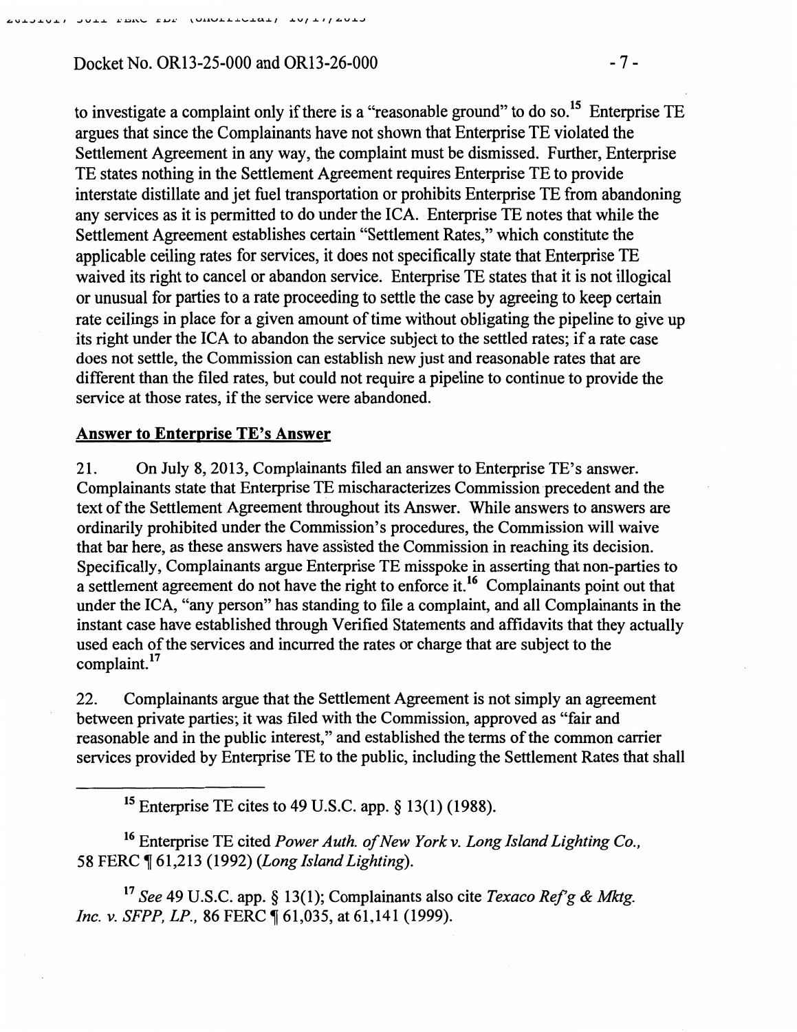to investigate a complaint only if there is a "reasonable ground" to do so.[15] Enterprise TE argues that since the Complainants have not shown that Enterprise TE violated the Settlement Agreement in any way, the complaint must be dismissed. Further, Enterprise TE states nothing in the Settlement Agreement requires Enterprise TE to provide interstate distillate and jet fuel transportation or prohibits Enterprise TE from abandoning any services as it is permitted to do under the ICA. Enterprise TE notes that while the Settlement Agreement establishes certain "Settlement Rates," which constitute the applicable ceiling rates for services, it does not specifically state that Enterprise TE waived its right to cancel or abandon service. Enterprise TE states that it is not illogical or unusual for parties to a rate proceeding to settle the case by agreeing to keep certain rate ceilings in place for a given amount of time without obligating the pipeline to give up its right under the ICA to abandon the service subject to the settled rates; if a rate case does not settle, the Commission can establish new just and reasonable rates that are different than the filed rates, but could not require a pipeline to continue to provide the service at those rates, if the service were abandoned.

**Answer to Enterprise TE's Answer**

21. On July 8, 2013, Complainants filed an answer to Enterprise TE's answer. Complainants state that Enterprise TE mischaracterizes Commission precedent and the text of the Settlement Agreement throughout its Answer. While answers to answers are ordinarily prohibited under the Commission's procedures, the Commission will waive that bar here, as these answers have assisted the Commission in reaching its decision. Specifically, Complainants argue Enterprise TE misspoke in asserting that non-parties to a settlement agreement do not have the right to enforce it.[16] Complainants point out that under the ICA, "any person" has standing to file a complaint, and all Complainants in the instant case have established through Verified Statements and affidavits that they actually used each of the services and incurred the rates or charge that are subject to the complaint.[17]

22. Complainants argue that the Settlement Agreement is not simply an agreement between private parties; it was filed with the Commission, approved as "fair and reasonable and in the public interest," and established the terms of the common carrier services provided by Enterprise TE to the public, including the Settlement Rates that shall

---

[15] Enterprise TE cites to 49 U.S.C. app. § 13(1) (1988).

[16] Enterprise TE cited *Power Auth. of New York v. Long Island Lighting Co.*, 58 FERC ¶ 61,213 (1992) (*Long Island Lighting*).

[17] *See* 49 U.S.C. app. § 13(1); Complainants also cite *Texaco Ref'g & Mktg. Inc. v. SFPP, LP.*, 86 FERC ¶ 61,035, at 61,141 (1999).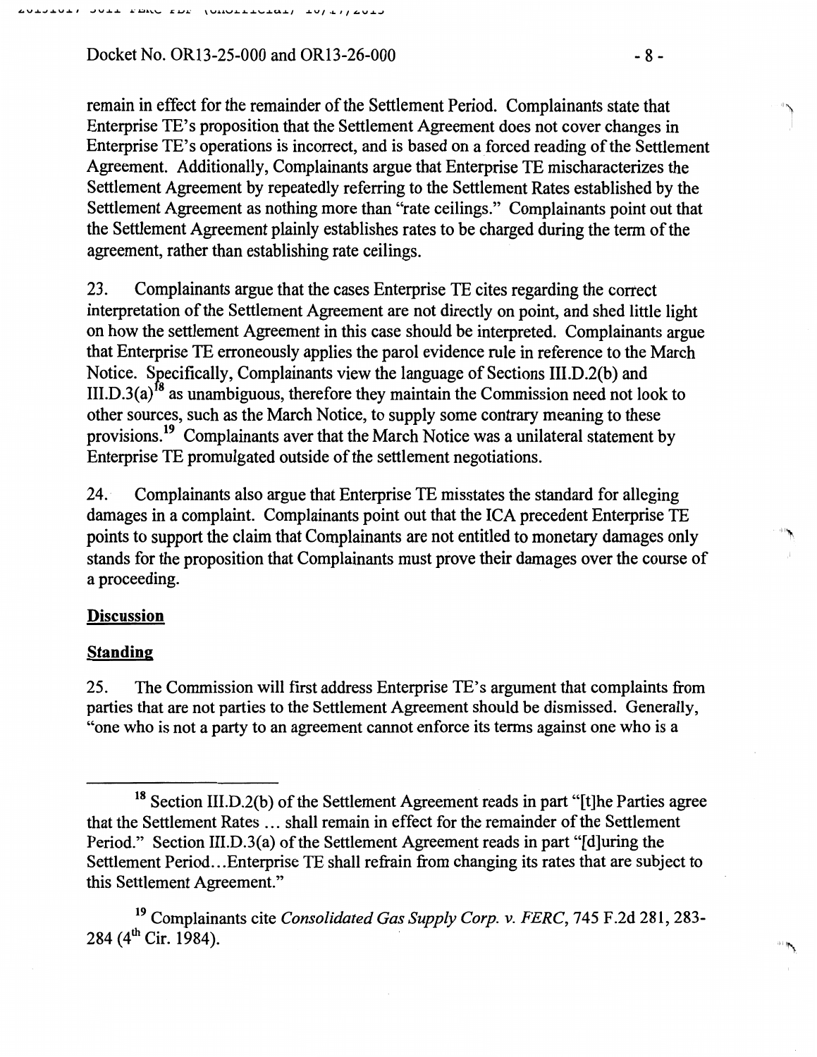remain in effect for the remainder of the Settlement Period. Complainants state that Enterprise TE's proposition that the Settlement Agreement does not cover changes in Enterprise TE's operations is incorrect, and is based on a forced reading of the Settlement Agreement. Additionally, Complainants argue that Enterprise TE mischaracterizes the Settlement Agreement by repeatedly referring to the Settlement Rates established by the Settlement Agreement as nothing more than "rate ceilings." Complainants point out that the Settlement Agreement plainly establishes rates to be charged during the term of the agreement, rather than establishing rate ceilings.

23. Complainants argue that the cases Enterprise TE cites regarding the correct interpretation of the Settlement Agreement are not directly on point, and shed little light on how the settlement Agreement in this case should be interpreted. Complainants argue that Enterprise TE erroneously applies the parol evidence rule in reference to the March Notice. Specifically, Complainants view the language of Sections III.D.2(b) and III.D.3(a)[18] as unambiguous, therefore they maintain the Commission need not look to other sources, such as the March Notice, to supply some contrary meaning to these provisions.[19] Complainants aver that the March Notice was a unilateral statement by Enterprise TE promulgated outside of the settlement negotiations.

24. Complainants also argue that Enterprise TE misstates the standard for alleging damages in a complaint. Complainants point out that the ICA precedent Enterprise TE points to support the claim that Complainants are not entitled to monetary damages only stands for the proposition that Complainants must prove their damages over the course of a proceeding.

**Discussion**

**Standing**

25. The Commission will first address Enterprise TE's argument that complaints from parties that are not parties to the Settlement Agreement should be dismissed. Generally, "one who is not a party to an agreement cannot enforce its terms against one who is a

---

[18] Section III.D.2(b) of the Settlement Agreement reads in part "[t]he Parties agree that the Settlement Rates ... shall remain in effect for the remainder of the Settlement Period." Section III.D.3(a) of the Settlement Agreement reads in part "[d]uring the Settlement Period...Enterprise TE shall refrain from changing its rates that are subject to this Settlement Agreement."

[19] Complainants cite *Consolidated Gas Supply Corp. v. FERC*, 745 F.2d 281, 283-284 (4th Cir. 1984).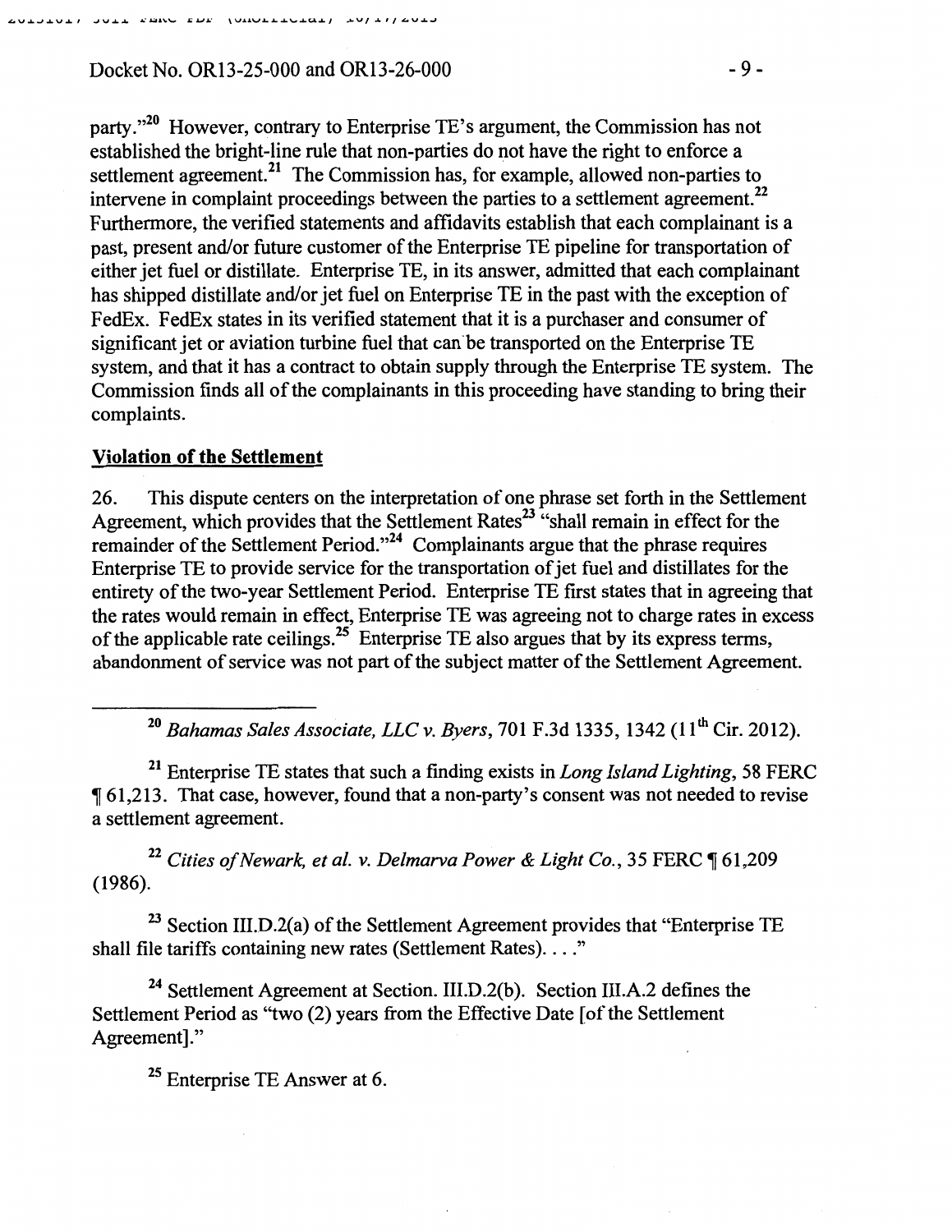party."[20] However, contrary to Enterprise TE's argument, the Commission has not established the bright-line rule that non-parties do not have the right to enforce a settlement agreement.[21] The Commission has, for example, allowed non-parties to intervene in complaint proceedings between the parties to a settlement agreement.[22] Furthermore, the verified statements and affidavits establish that each complainant is a past, present and/or future customer of the Enterprise TE pipeline for transportation of either jet fuel or distillate. Enterprise TE, in its answer, admitted that each complainant has shipped distillate and/or jet fuel on Enterprise TE in the past with the exception of FedEx. FedEx states in its verified statement that it is a purchaser and consumer of significant jet or aviation turbine fuel that can be transported on the Enterprise TE system, and that it has a contract to obtain supply through the Enterprise TE system. The Commission finds all of the complainants in this proceeding have standing to bring their complaints.

**Violation of the Settlement**

26. This dispute centers on the interpretation of one phrase set forth in the Settlement Agreement, which provides that the Settlement Rates[23] "shall remain in effect for the remainder of the Settlement Period."[24] Complainants argue that the phrase requires Enterprise TE to provide service for the transportation of jet fuel and distillates for the entirety of the two-year Settlement Period. Enterprise TE first states that in agreeing that the rates would remain in effect, Enterprise TE was agreeing not to charge rates in excess of the applicable rate ceilings.[25] Enterprise TE also argues that by its express terms, abandonment of service was not part of the subject matter of the Settlement Agreement.

---

[20] *Bahamas Sales Associate, LLC v. Byers*, 701 F.3d 1335, 1342 (11th Cir. 2012).

[21] Enterprise TE states that such a finding exists in *Long Island Lighting*, 58 FERC ¶ 61,213. That case, however, found that a non-party's consent was not needed to revise a settlement agreement.

[22] *Cities of Newark, et al. v. Delmarva Power & Light Co.*, 35 FERC ¶ 61,209 (1986).

[23] Section III.D.2(a) of the Settlement Agreement provides that "Enterprise TE shall file tariffs containing new rates (Settlement Rates). . . ."

[24] Settlement Agreement at Section. III.D.2(b). Section III.A.2 defines the Settlement Period as "two (2) years from the Effective Date [of the Settlement Agreement]."

[25] Enterprise TE Answer at 6.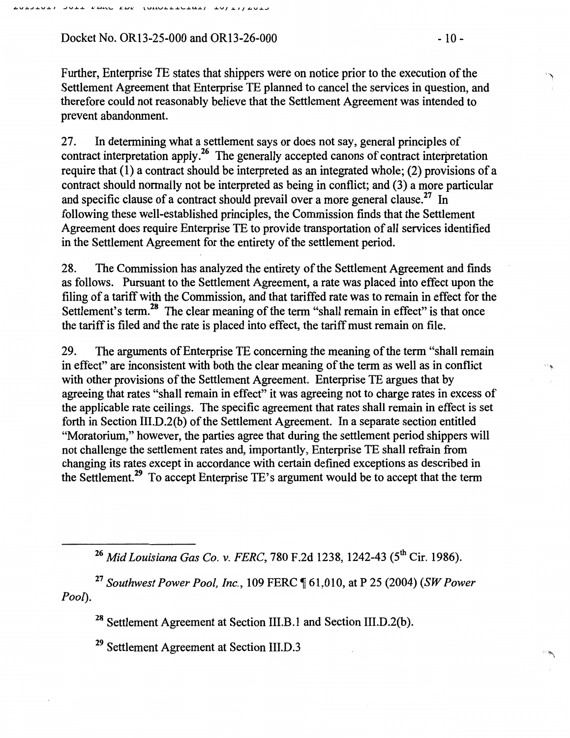Further, Enterprise TE states that shippers were on notice prior to the execution of the Settlement Agreement that Enterprise TE planned to cancel the services in question, and therefore could not reasonably believe that the Settlement Agreement was intended to prevent abandonment.

27. In determining what a settlement says or does not say, general principles of contract interpretation apply.[26] The generally accepted canons of contract interpretation require that (1) a contract should be interpreted as an integrated whole; (2) provisions of a contract should normally not be interpreted as being in conflict; and (3) a more particular and specific clause of a contract should prevail over a more general clause.[27] In following these well-established principles, the Commission finds that the Settlement Agreement does require Enterprise TE to provide transportation of all services identified in the Settlement Agreement for the entirety of the settlement period.

28. The Commission has analyzed the entirety of the Settlement Agreement and finds as follows. Pursuant to the Settlement Agreement, a rate was placed into effect upon the filing of a tariff with the Commission, and that tariffed rate was to remain in effect for the Settlement's term.[28] The clear meaning of the term "shall remain in effect" is that once the tariff is filed and the rate is placed into effect, the tariff must remain on file.

29. The arguments of Enterprise TE concerning the meaning of the term "shall remain in effect" are inconsistent with both the clear meaning of the term as well as in conflict with other provisions of the Settlement Agreement. Enterprise TE argues that by agreeing that rates "shall remain in effect" it was agreeing not to charge rates in excess of the applicable rate ceilings. The specific agreement that rates shall remain in effect is set forth in Section III.D.2(b) of the Settlement Agreement. In a separate section entitled "Moratorium," however, the parties agree that during the settlement period shippers will not challenge the settlement rates and, importantly, Enterprise TE shall refrain from changing its rates except in accordance with certain defined exceptions as described in the Settlement.[29] To accept Enterprise TE's argument would be to accept that the term

---

[26] *Mid Louisiana Gas Co. v. FERC*, 780 F.2d 1238, 1242-43 (5th Cir. 1986).

[27] *Southwest Power Pool, Inc.*, 109 FERC ¶ 61,010, at P 25 (2004) (*SW Power Pool*).

[28] Settlement Agreement at Section III.B.1 and Section III.D.2(b).

[29] Settlement Agreement at Section III.D.3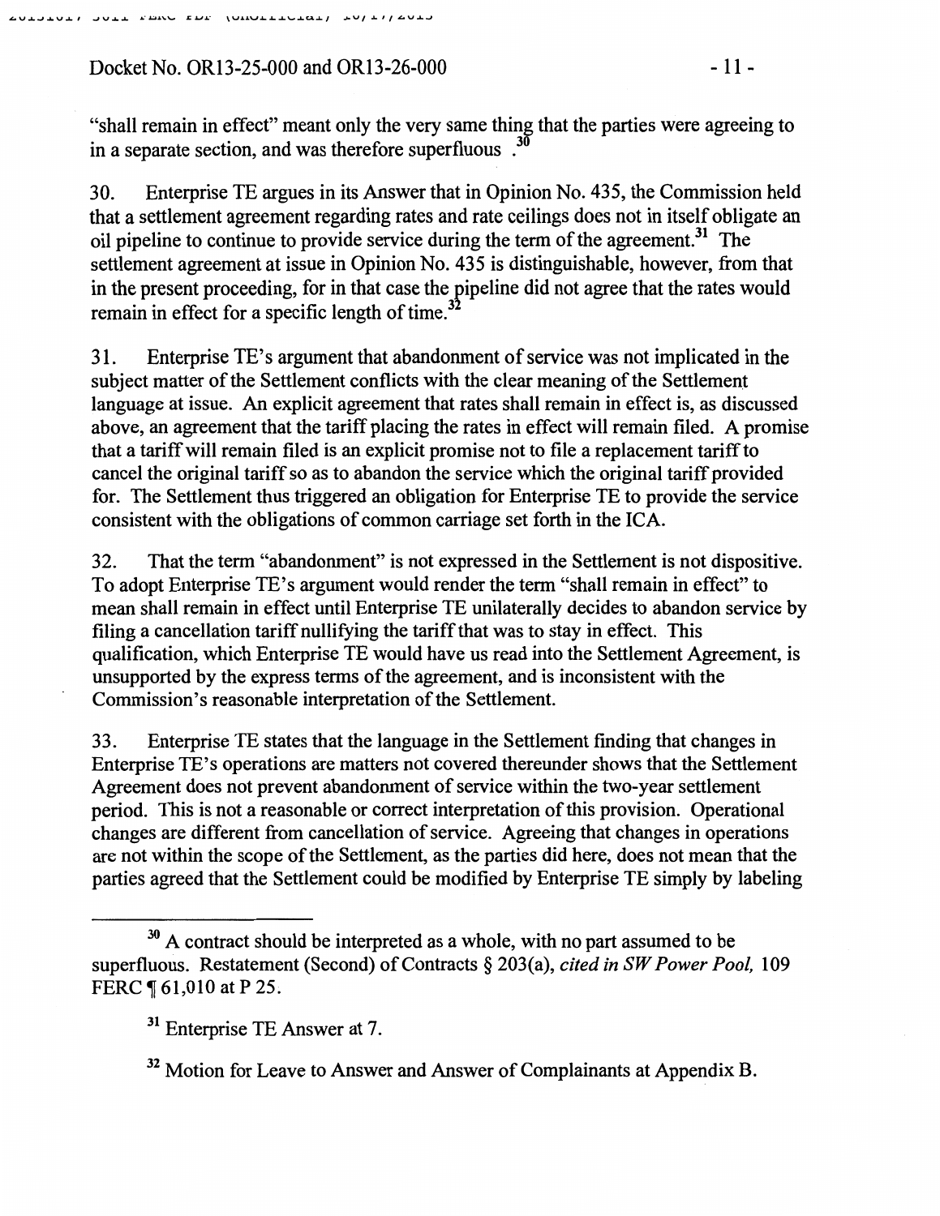"shall remain in effect" meant only the very same thing that the parties were agreeing to in a separate section, and was therefore superfluous .[30]

30. Enterprise TE argues in its Answer that in Opinion No. 435, the Commission held that a settlement agreement regarding rates and rate ceilings does not in itself obligate an oil pipeline to continue to provide service during the term of the agreement.[31] The settlement agreement at issue in Opinion No. 435 is distinguishable, however, from that in the present proceeding, for in that case the pipeline did not agree that the rates would remain in effect for a specific length of time.[32]

31. Enterprise TE's argument that abandonment of service was not implicated in the subject matter of the Settlement conflicts with the clear meaning of the Settlement language at issue. An explicit agreement that rates shall remain in effect is, as discussed above, an agreement that the tariff placing the rates in effect will remain filed. A promise that a tariff will remain filed is an explicit promise not to file a replacement tariff to cancel the original tariff so as to abandon the service which the original tariff provided for. The Settlement thus triggered an obligation for Enterprise TE to provide the service consistent with the obligations of common carriage set forth in the ICA.

32. That the term "abandonment" is not expressed in the Settlement is not dispositive. To adopt Enterprise TE's argument would render the term "shall remain in effect" to mean shall remain in effect until Enterprise TE unilaterally decides to abandon service by filing a cancellation tariff nullifying the tariff that was to stay in effect. This qualification, which Enterprise TE would have us read into the Settlement Agreement, is unsupported by the express terms of the agreement, and is inconsistent with the Commission's reasonable interpretation of the Settlement.

33. Enterprise TE states that the language in the Settlement finding that changes in Enterprise TE's operations are matters not covered thereunder shows that the Settlement Agreement does not prevent abandonment of service within the two-year settlement period. This is not a reasonable or correct interpretation of this provision. Operational changes are different from cancellation of service. Agreeing that changes in operations are not within the scope of the Settlement, as the parties did here, does not mean that the parties agreed that the Settlement could be modified by Enterprise TE simply by labeling

---

[30] A contract should be interpreted as a whole, with no part assumed to be superfluous. Restatement (Second) of Contracts § 203(a), *cited in SW Power Pool,* 109 FERC ¶ 61,010 at P 25.

[31] Enterprise TE Answer at 7.

[32] Motion for Leave to Answer and Answer of Complainants at Appendix B.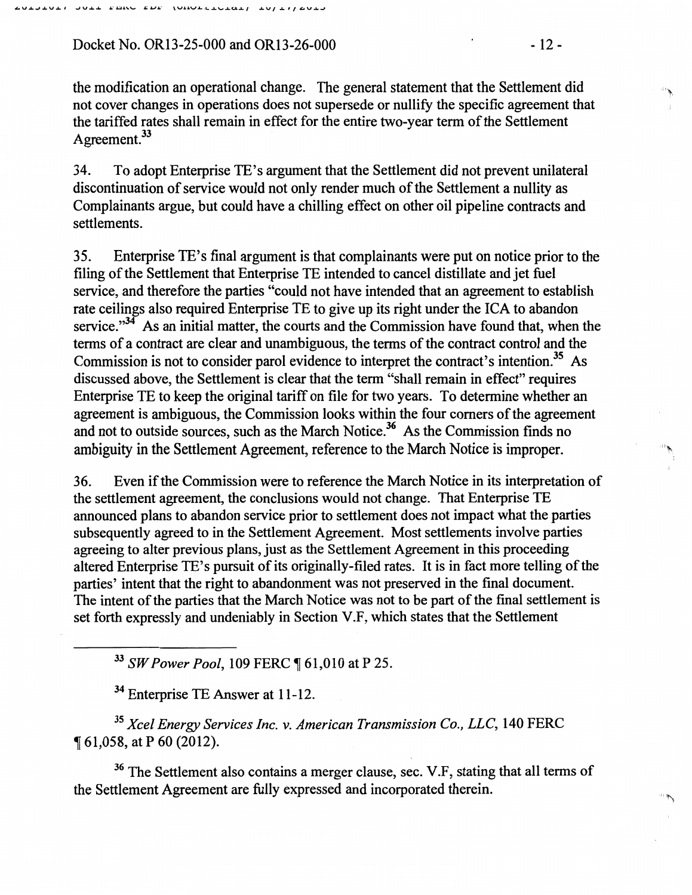the modification an operational change. The general statement that the Settlement did not cover changes in operations does not supersede or nullify the specific agreement that the tariffed rates shall remain in effect for the entire two-year term of the Settlement Agreement.[33]

34. To adopt Enterprise TE's argument that the Settlement did not prevent unilateral discontinuation of service would not only render much of the Settlement a nullity as Complainants argue, but could have a chilling effect on other oil pipeline contracts and settlements.

35. Enterprise TE's final argument is that complainants were put on notice prior to the filing of the Settlement that Enterprise TE intended to cancel distillate and jet fuel service, and therefore the parties "could not have intended that an agreement to establish rate ceilings also required Enterprise TE to give up its right under the ICA to abandon service."[34] As an initial matter, the courts and the Commission have found that, when the terms of a contract are clear and unambiguous, the terms of the contract control and the Commission is not to consider parol evidence to interpret the contract's intention.[35] As discussed above, the Settlement is clear that the term "shall remain in effect" requires Enterprise TE to keep the original tariff on file for two years. To determine whether an agreement is ambiguous, the Commission looks within the four corners of the agreement and not to outside sources, such as the March Notice.[36] As the Commission finds no ambiguity in the Settlement Agreement, reference to the March Notice is improper.

36. Even if the Commission were to reference the March Notice in its interpretation of the settlement agreement, the conclusions would not change. That Enterprise TE announced plans to abandon service prior to settlement does not impact what the parties subsequently agreed to in the Settlement Agreement. Most settlements involve parties agreeing to alter previous plans, just as the Settlement Agreement in this proceeding altered Enterprise TE's pursuit of its originally-filed rates. It is in fact more telling of the parties' intent that the right to abandonment was not preserved in the final document. The intent of the parties that the March Notice was not to be part of the final settlement is set forth expressly and undeniably in Section V.F, which states that the Settlement

---

[33] *SW Power Pool*, 109 FERC ¶ 61,010 at P 25.

[34] Enterprise TE Answer at 11-12.

[35] *Xcel Energy Services Inc. v. American Transmission Co., LLC*, 140 FERC ¶ 61,058, at P 60 (2012).

[36] The Settlement also contains a merger clause, sec. V.F, stating that all terms of the Settlement Agreement are fully expressed and incorporated therein.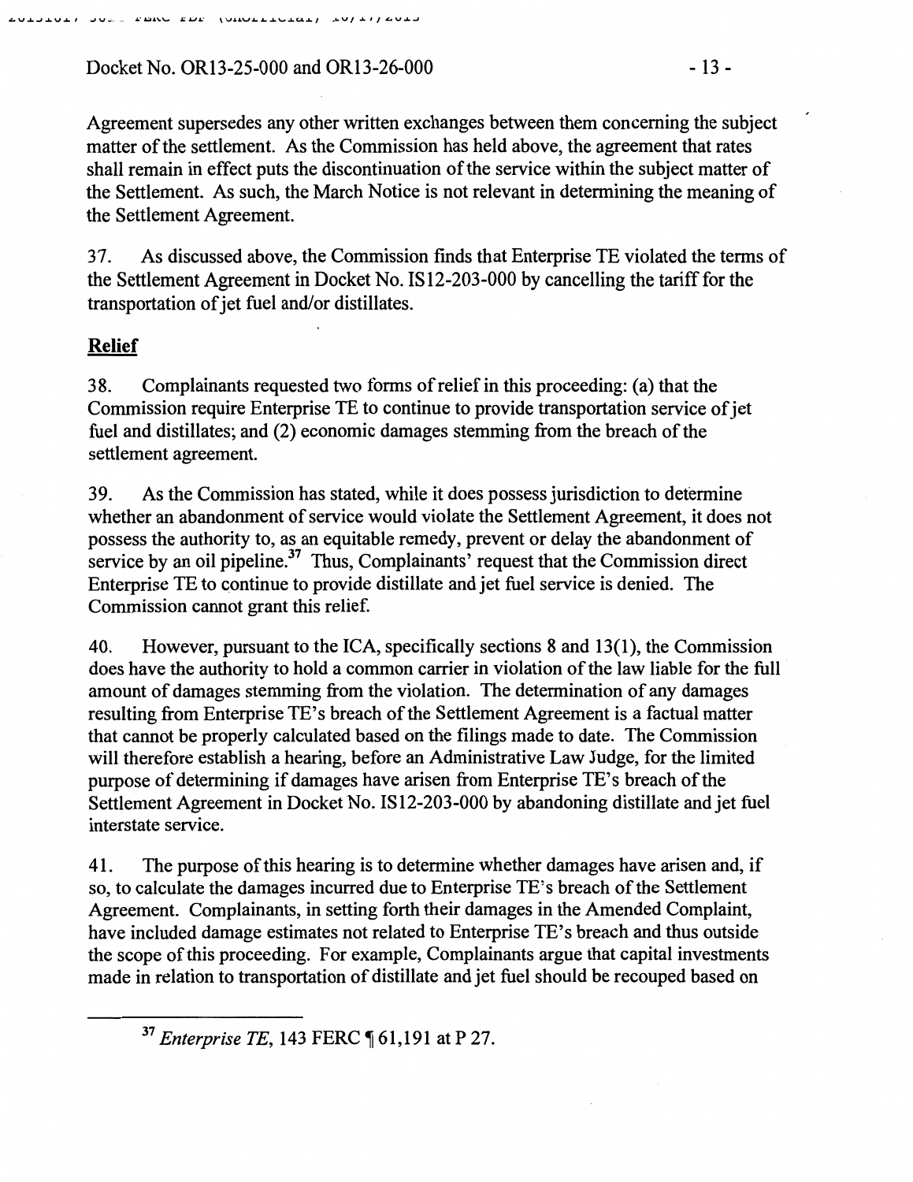Agreement supersedes any other written exchanges between them concerning the subject matter of the settlement. As the Commission has held above, the agreement that rates shall remain in effect puts the discontinuation of the service within the subject matter of the Settlement. As such, the March Notice is not relevant in determining the meaning of the Settlement Agreement.

37. As discussed above, the Commission finds that Enterprise TE violated the terms of the Settlement Agreement in Docket No. IS12-203-000 by cancelling the tariff for the transportation of jet fuel and/or distillates.

**Relief**

38. Complainants requested two forms of relief in this proceeding: (a) that the Commission require Enterprise TE to continue to provide transportation service of jet fuel and distillates; and (2) economic damages stemming from the breach of the settlement agreement.

39. As the Commission has stated, while it does possess jurisdiction to determine whether an abandonment of service would violate the Settlement Agreement, it does not possess the authority to, as an equitable remedy, prevent or delay the abandonment of service by an oil pipeline.[37] Thus, Complainants' request that the Commission direct Enterprise TE to continue to provide distillate and jet fuel service is denied. The Commission cannot grant this relief.

40. However, pursuant to the ICA, specifically sections 8 and 13(1), the Commission does have the authority to hold a common carrier in violation of the law liable for the full amount of damages stemming from the violation. The determination of any damages resulting from Enterprise TE's breach of the Settlement Agreement is a factual matter that cannot be properly calculated based on the filings made to date. The Commission will therefore establish a hearing, before an Administrative Law Judge, for the limited purpose of determining if damages have arisen from Enterprise TE's breach of the Settlement Agreement in Docket No. IS12-203-000 by abandoning distillate and jet fuel interstate service.

41. The purpose of this hearing is to determine whether damages have arisen and, if so, to calculate the damages incurred due to Enterprise TE's breach of the Settlement Agreement. Complainants, in setting forth their damages in the Amended Complaint, have included damage estimates not related to Enterprise TE's breach and thus outside the scope of this proceeding. For example, Complainants argue that capital investments made in relation to transportation of distillate and jet fuel should be recouped based on

---

[37] *Enterprise TE*, 143 FERC ¶ 61,191 at P 27.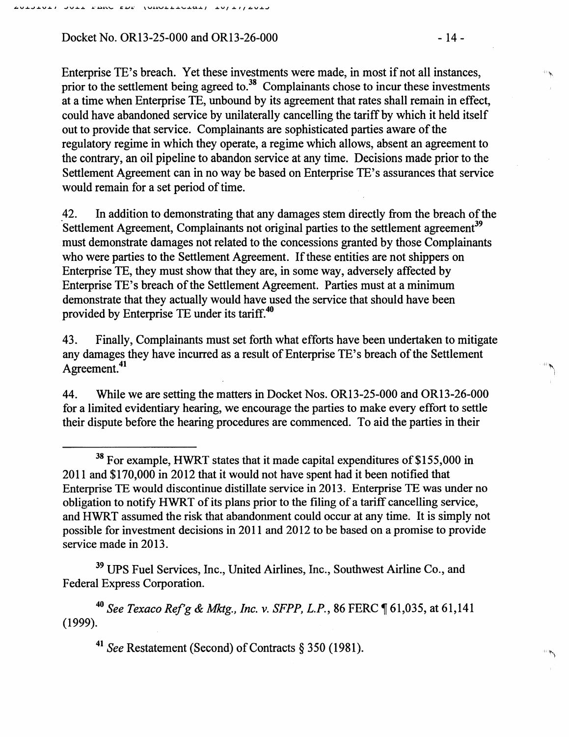Enterprise TE's breach. Yet these investments were made, in most if not all instances, prior to the settlement being agreed to.[38] Complainants chose to incur these investments at a time when Enterprise TE, unbound by its agreement that rates shall remain in effect, could have abandoned service by unilaterally cancelling the tariff by which it held itself out to provide that service. Complainants are sophisticated parties aware of the regulatory regime in which they operate, a regime which allows, absent an agreement to the contrary, an oil pipeline to abandon service at any time. Decisions made prior to the Settlement Agreement can in no way be based on Enterprise TE's assurances that service would remain for a set period of time.

42. In addition to demonstrating that any damages stem directly from the breach of the Settlement Agreement, Complainants not original parties to the settlement agreement[39] must demonstrate damages not related to the concessions granted by those Complainants who were parties to the Settlement Agreement. If these entities are not shippers on Enterprise TE, they must show that they are, in some way, adversely affected by Enterprise TE's breach of the Settlement Agreement. Parties must at a minimum demonstrate that they actually would have used the service that should have been provided by Enterprise TE under its tariff.[40]

43. Finally, Complainants must set forth what efforts have been undertaken to mitigate any damages they have incurred as a result of Enterprise TE's breach of the Settlement Agreement.[41]

44. While we are setting the matters in Docket Nos. OR13-25-000 and OR13-26-000 for a limited evidentiary hearing, we encourage the parties to make every effort to settle their dispute before the hearing procedures are commenced. To aid the parties in their

---

[38] For example, HWRT states that it made capital expenditures of $155,000 in 2011 and $170,000 in 2012 that it would not have spent had it been notified that Enterprise TE would discontinue distillate service in 2013. Enterprise TE was under no obligation to notify HWRT of its plans prior to the filing of a tariff cancelling service, and HWRT assumed the risk that abandonment could occur at any time. It is simply not possible for investment decisions in 2011 and 2012 to be based on a promise to provide service made in 2013.

[39] UPS Fuel Services, Inc., United Airlines, Inc., Southwest Airline Co., and Federal Express Corporation.

[40] *See Texaco Ref'g & Mktg., Inc. v. SFPP, L.P.*, 86 FERC ¶ 61,035, at 61,141 (1999).

[41] *See* Restatement (Second) of Contracts § 350 (1981).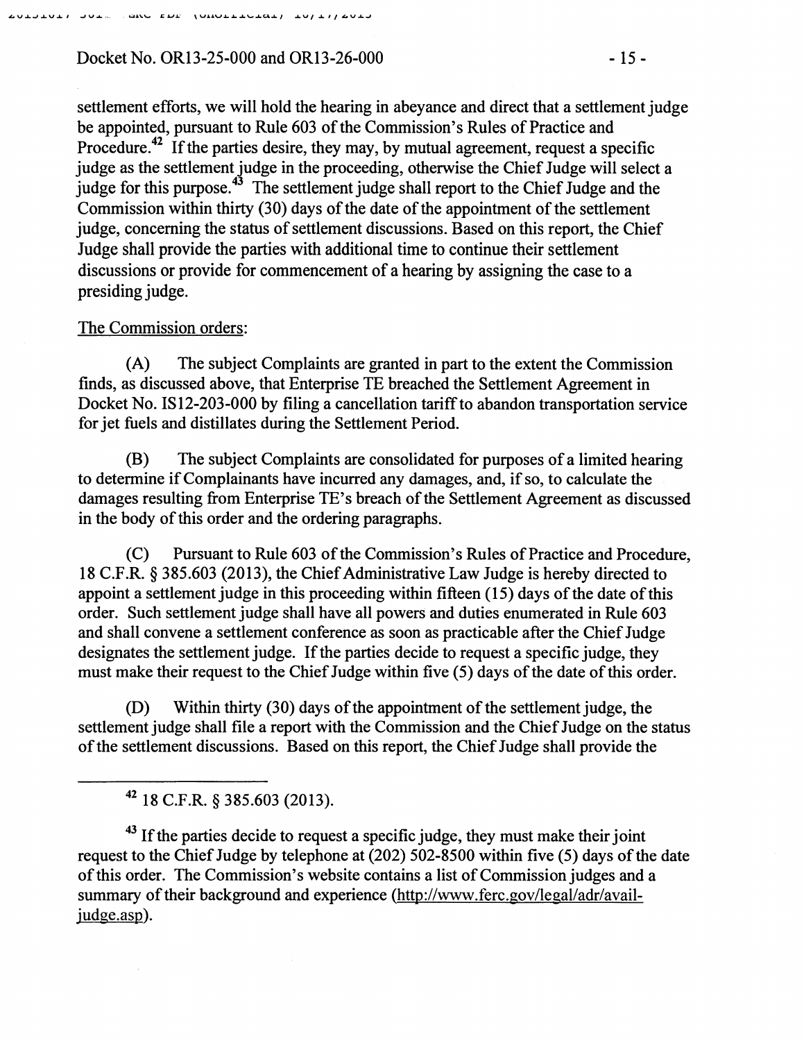settlement efforts, we will hold the hearing in abeyance and direct that a settlement judge be appointed, pursuant to Rule 603 of the Commission's Rules of Practice and Procedure.[42] If the parties desire, they may, by mutual agreement, request a specific judge as the settlement judge in the proceeding, otherwise the Chief Judge will select a judge for this purpose.[43] The settlement judge shall report to the Chief Judge and the Commission within thirty (30) days of the date of the appointment of the settlement judge, concerning the status of settlement discussions. Based on this report, the Chief Judge shall provide the parties with additional time to continue their settlement discussions or provide for commencement of a hearing by assigning the case to a presiding judge.

The Commission orders:

(A) The subject Complaints are granted in part to the extent the Commission finds, as discussed above, that Enterprise TE breached the Settlement Agreement in Docket No. IS12-203-000 by filing a cancellation tariff to abandon transportation service for jet fuels and distillates during the Settlement Period.

(B) The subject Complaints are consolidated for purposes of a limited hearing to determine if Complainants have incurred any damages, and, if so, to calculate the damages resulting from Enterprise TE's breach of the Settlement Agreement as discussed in the body of this order and the ordering paragraphs.

(C) Pursuant to Rule 603 of the Commission's Rules of Practice and Procedure, 18 C.F.R. § 385.603 (2013), the Chief Administrative Law Judge is hereby directed to appoint a settlement judge in this proceeding within fifteen (15) days of the date of this order. Such settlement judge shall have all powers and duties enumerated in Rule 603 and shall convene a settlement conference as soon as practicable after the Chief Judge designates the settlement judge. If the parties decide to request a specific judge, they must make their request to the Chief Judge within five (5) days of the date of this order.

(D) Within thirty (30) days of the appointment of the settlement judge, the settlement judge shall file a report with the Commission and the Chief Judge on the status of the settlement discussions. Based on this report, the Chief Judge shall provide the

---

[42] 18 C.F.R. § 385.603 (2013).

[43] If the parties decide to request a specific judge, they must make their joint request to the Chief Judge by telephone at (202) 502-8500 within five (5) days of the date of this order. The Commission's website contains a list of Commission judges and a summary of their background and experience (http://www.ferc.gov/legal/adr/avail-judge.asp).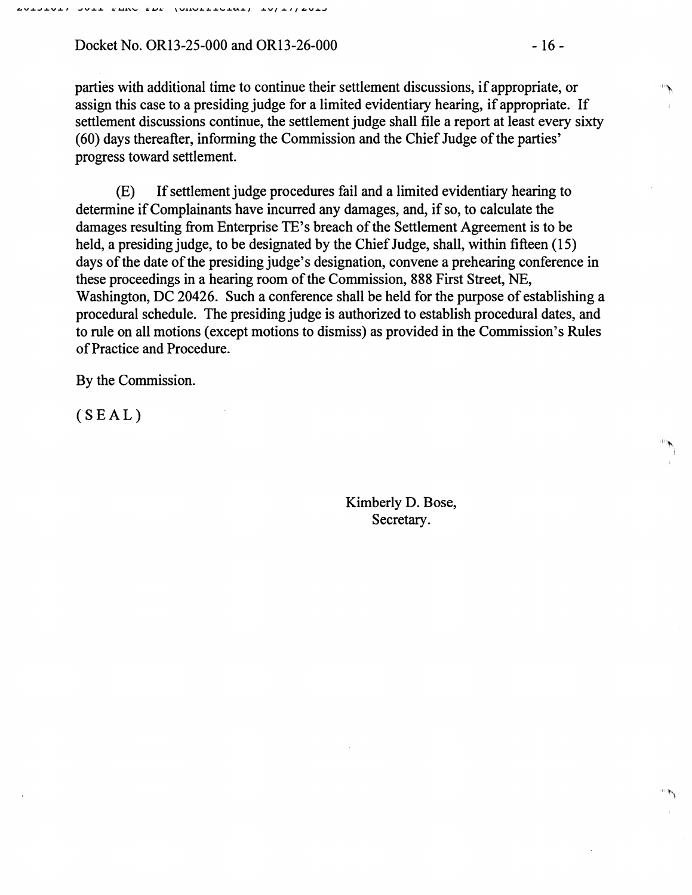parties with additional time to continue their settlement discussions, if appropriate, or assign this case to a presiding judge for a limited evidentiary hearing, if appropriate. If settlement discussions continue, the settlement judge shall file a report at least every sixty (60) days thereafter, informing the Commission and the Chief Judge of the parties' progress toward settlement.

(E) If settlement judge procedures fail and a limited evidentiary hearing to determine if Complainants have incurred any damages, and, if so, to calculate the damages resulting from Enterprise TE's breach of the Settlement Agreement is to be held, a presiding judge, to be designated by the Chief Judge, shall, within fifteen (15) days of the date of the presiding judge's designation, convene a prehearing conference in these proceedings in a hearing room of the Commission, 888 First Street, NE, Washington, DC 20426. Such a conference shall be held for the purpose of establishing a procedural schedule. The presiding judge is authorized to establish procedural dates, and to rule on all motions (except motions to dismiss) as provided in the Commission's Rules of Practice and Procedure.

By the Commission.

( S E A L )

Kimberly D. Bose,
Secretary.